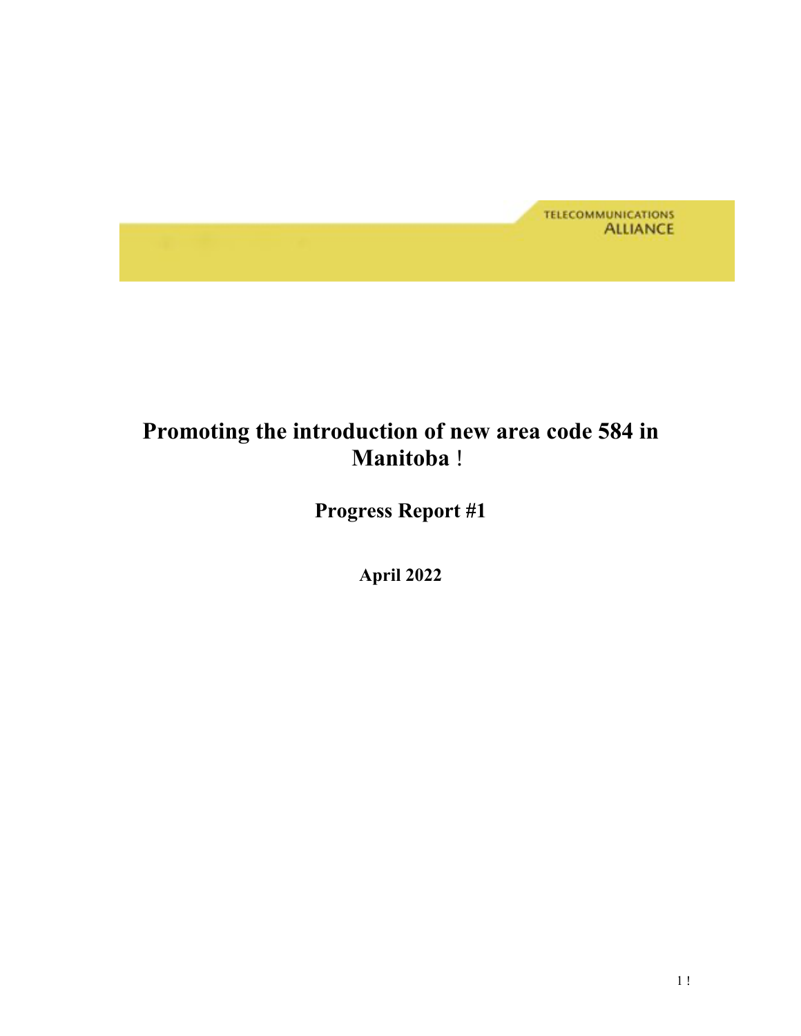TELECOMMUNICATIONS ALLIANCE

# Promoting the introduction of new area code 584 in Manitoba !

## Progress Report #1

**April 2022**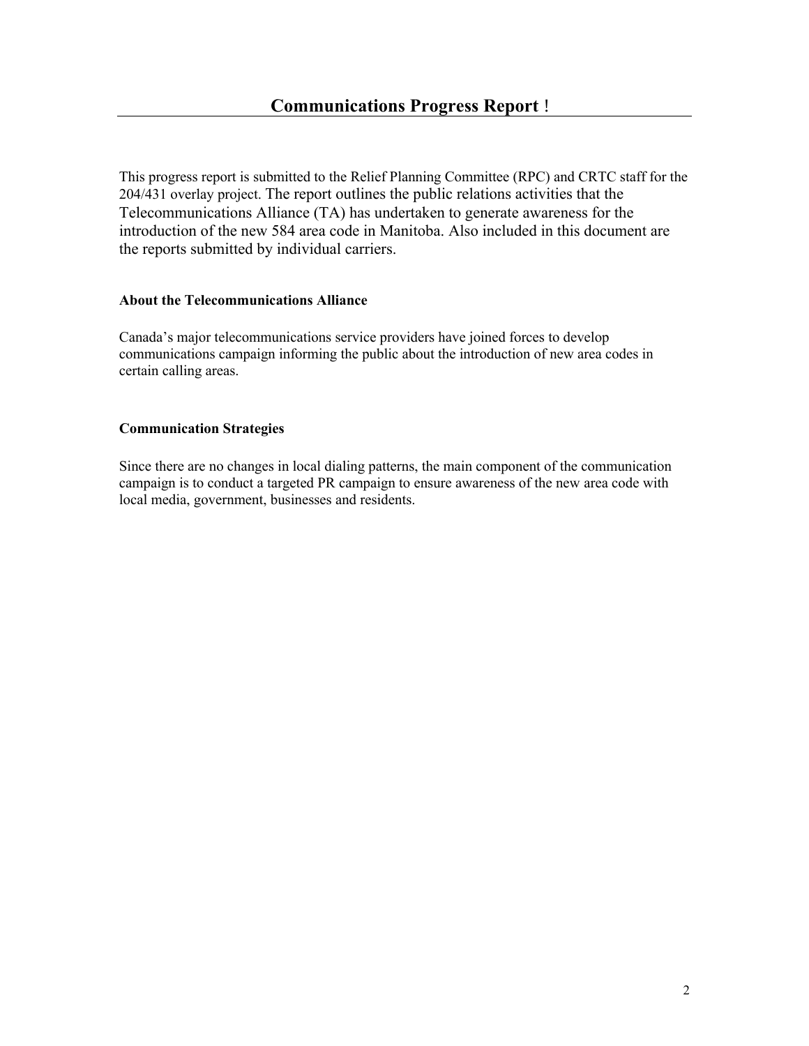# Communications Progress Report !

This progress report is submitted to the Relief Planning Committee (RPC) and CRTC staff for the 204/431 overlay project. The report outlines the public relations activities that the Telecommunications Alliance (TA) has undertaken to generate awareness for the introduction of the new 584 area code in Manitoba. Also included in this document are the reports submitted by individual carriers.

### About the Telecommunications Alliance

Canada's major telecommunications service providers have joined forces to develop communications campaign informing the public about the introduction of new area codes in certain calling areas.

### Communication Strategies

Since there are no changes in local dialing patterns, the main component of the communication campaign is to conduct a targeted PR campaign to ensure awareness of the new area code with local media, government, businesses and residents.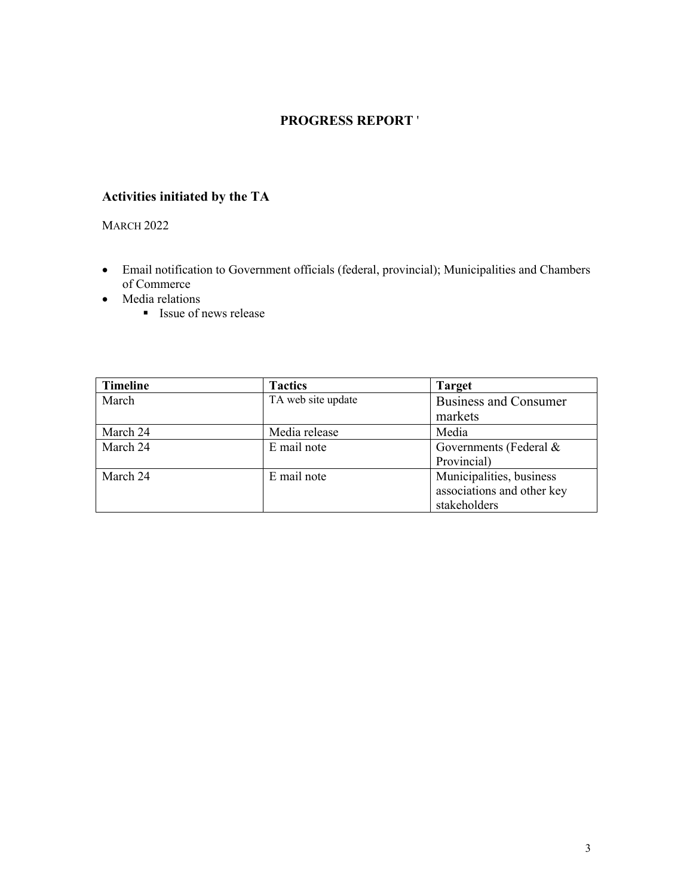# PROGRESS REPORT '

## Activities initiated by the TA

MARCH 2022

- Email notification to Government officials (federal, provincial); Municipalities and Chambers of Commerce
- Media relations
  - Issue of news release

| Timeline | Tactics | Target |
|---|---|---|
| March | TA web site update | Business and Consumer markets |
| March 24 | Media release | Media |
| March 24 | E mail note | Governments (Federal & Provincial) |
| March 24 | E mail note | Municipalities, business associations and other key stakeholders |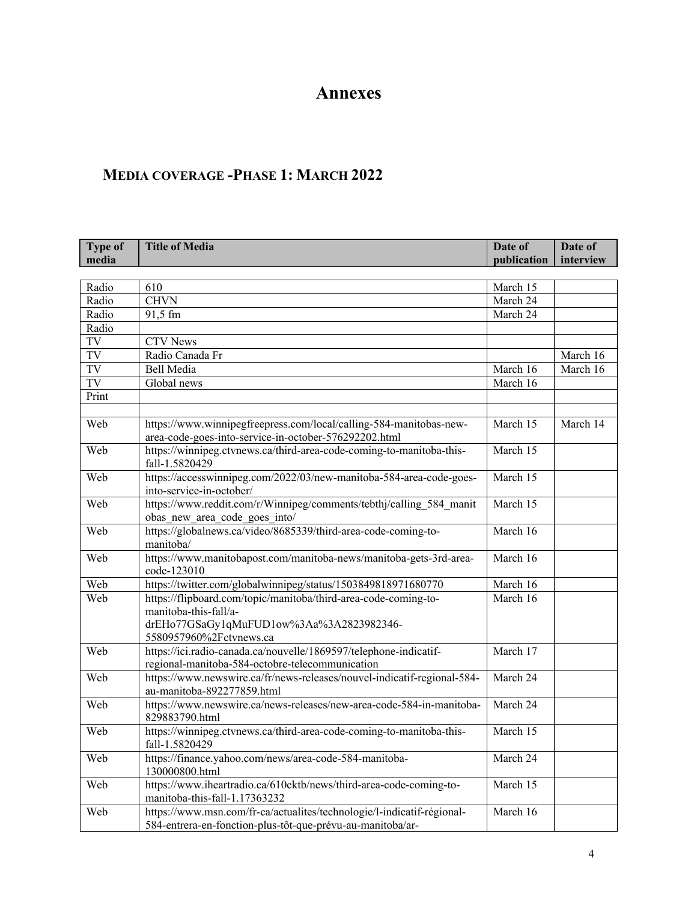# Annexes

## MEDIA COVERAGE -PHASE 1: MARCH 2022

| Type of media | Title of Media | Date of publication | Date of interview |
|---|---|---|---|
| Radio | 610 | March 15 | |
| Radio | CHVN | March 24 | |
| Radio | 91,5 fm | March 24 | |
| Radio | | | |
| TV | CTV News | | |
| TV | Radio Canada Fr | | March 16 |
| TV | Bell Media | March 16 | March 16 |
| TV | Global news | March 16 | |
| Print | | | |
| | | | |
| Web | https://www.winnipegfreepress.com/local/calling-584-manitobas-new-area-code-goes-into-service-in-october-576292202.html | March 15 | March 14 |
| Web | https://winnipeg.ctvnews.ca/third-area-code-coming-to-manitoba-this-fall-1.5820429 | March 15 | |
| Web | https://accesswinnipeg.com/2022/03/new-manitoba-584-area-code-goes-into-service-in-october/ | March 15 | |
| Web | https://www.reddit.com/r/Winnipeg/comments/tebthj/calling_584_manitobas_new_area_code_goes_into/ | March 15 | |
| Web | https://globalnews.ca/video/8685339/third-area-code-coming-to-manitoba/ | March 16 | |
| Web | https://www.manitobapost.com/manitoba-news/manitoba-gets-3rd-area-code-123010 | March 16 | |
| Web | https://twitter.com/globalwinnipeg/status/1503849818971680770 | March 16 | |
| Web | https://flipboard.com/topic/manitoba/third-area-code-coming-to-manitoba-this-fall/a-drEHo77GSaGy1qMuFUD1ow%3Aa%3A2823982346-5580957960%2Fctvnews.ca | March 16 | |
| Web | https://ici.radio-canada.ca/nouvelle/1869597/telephone-indicatif-regional-manitoba-584-octobre-telecommunication | March 17 | |
| Web | https://www.newswire.ca/fr/news-releases/nouvel-indicatif-regional-584-au-manitoba-892277859.html | March 24 | |
| Web | https://www.newswire.ca/news-releases/new-area-code-584-in-manitoba-829883790.html | March 24 | |
| Web | https://winnipeg.ctvnews.ca/third-area-code-coming-to-manitoba-this-fall-1.5820429 | March 15 | |
| Web | https://finance.yahoo.com/news/area-code-584-manitoba-130000800.html | March 24 | |
| Web | https://www.iheartradio.ca/610cktb/news/third-area-code-coming-to-manitoba-this-fall-1.17363232 | March 15 | |
| Web | https://www.msn.com/fr-ca/actualites/technologie/l-indicatif-régional-584-entrera-en-fonction-plus-tôt-que-prévu-au-manitoba/ar- | March 16 | |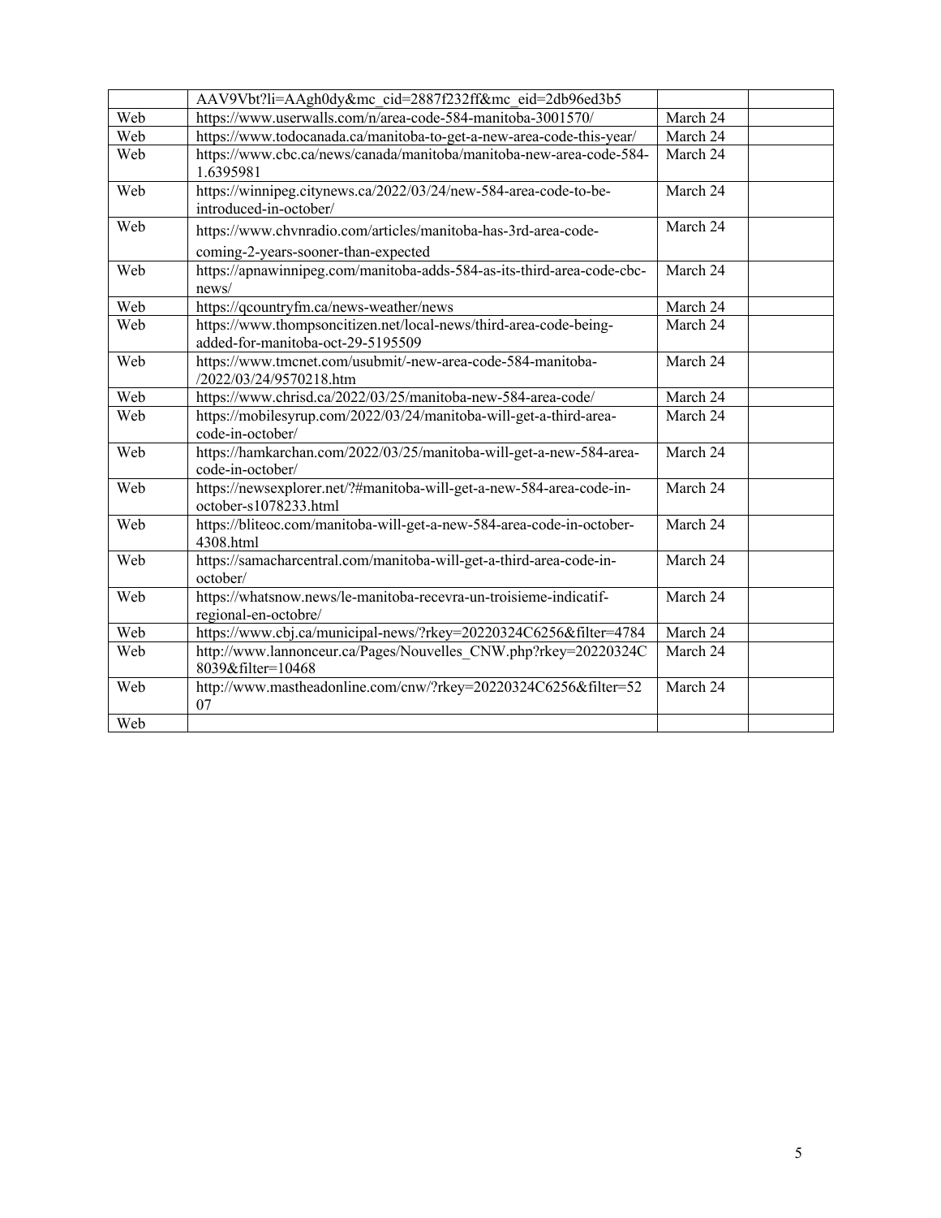| | | | |
|---|---|---|---|
| | AAV9Vbt?li=AAgh0dy&mc_cid=2887f232ff&mc_eid=2db96ed3b5 | | |
| Web | https://www.userwalls.com/n/area-code-584-manitoba-3001570/ | March 24 | |
| Web | https://www.todocanada.ca/manitoba-to-get-a-new-area-code-this-year/ | March 24 | |
| Web | https://www.cbc.ca/news/canada/manitoba/manitoba-new-area-code-584-1.6395981 | March 24 | |
| Web | https://winnipeg.citynews.ca/2022/03/24/new-584-area-code-to-be-introduced-in-october/ | March 24 | |
| Web | https://www.chvnradio.com/articles/manitoba-has-3rd-area-code-coming-2-years-sooner-than-expected | March 24 | |
| Web | https://apnawinnipeg.com/manitoba-adds-584-as-its-third-area-code-cbc-news/ | March 24 | |
| Web | https://qcountryfm.ca/news-weather/news | March 24 | |
| Web | https://www.thompsoncitizen.net/local-news/third-area-code-being-added-for-manitoba-oct-29-5195509 | March 24 | |
| Web | https://www.tmcnet.com/usubmit/-new-area-code-584-manitoba-/2022/03/24/9570218.htm | March 24 | |
| Web | https://www.chrisd.ca/2022/03/25/manitoba-new-584-area-code/ | March 24 | |
| Web | https://mobilesyrup.com/2022/03/24/manitoba-will-get-a-third-area-code-in-october/ | March 24 | |
| Web | https://hamkarchan.com/2022/03/25/manitoba-will-get-a-new-584-area-code-in-october/ | March 24 | |
| Web | https://newsexplorer.net/?#manitoba-will-get-a-new-584-area-code-in-october-s1078233.html | March 24 | |
| Web | https://bliteoc.com/manitoba-will-get-a-new-584-area-code-in-october-4308.html | March 24 | |
| Web | https://samacharcentral.com/manitoba-will-get-a-third-area-code-in-october/ | March 24 | |
| Web | https://whatsnow.news/le-manitoba-recevra-un-troisieme-indicatif-regional-en-octobre/ | March 24 | |
| Web | https://www.cbj.ca/municipal-news/?rkey=20220324C6256&filter=4784 | March 24 | |
| Web | http://www.lannonceur.ca/Pages/Nouvelles_CNW.php?rkey=20220324C8039&filter=10468 | March 24 | |
| Web | http://www.mastheadonline.com/cnw/?rkey=20220324C6256&filter=5207 | March 24 | |
| Web | | | |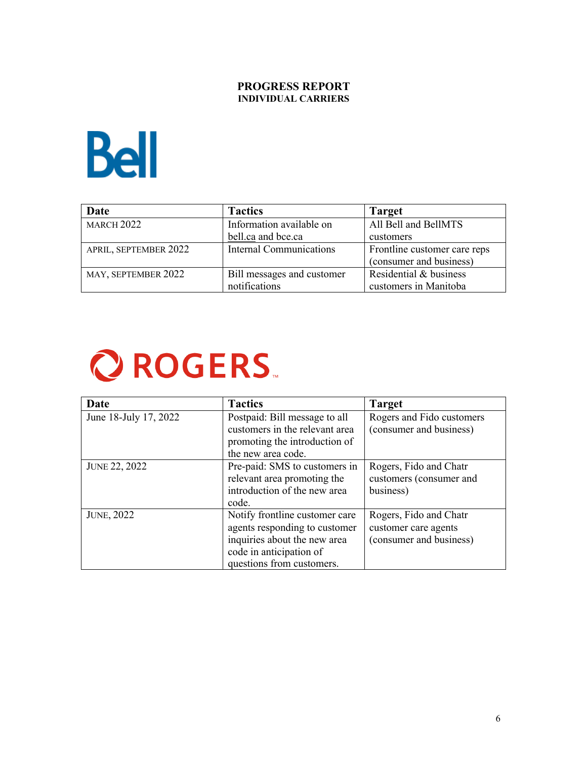# PROGRESS REPORT
## INDIVIDUAL CARRIERS

### Bell

| Date | Tactics | Target |
|---|---|---|
| MARCH 2022 | Information available on bell.ca and bce.ca | All Bell and BellMTS customers |
| APRIL, SEPTEMBER 2022 | Internal Communications | Frontline customer care reps (consumer and business) |
| MAY, SEPTEMBER 2022 | Bill messages and customer notifications | Residential & business customers in Manitoba |

### ROGERS

| Date | Tactics | Target |
|---|---|---|
| June 18-July 17, 2022 | Postpaid: Bill message to all customers in the relevant area promoting the introduction of the new area code. | Rogers and Fido customers (consumer and business) |
| JUNE 22, 2022 | Pre-paid: SMS to customers in relevant area promoting the introduction of the new area code. | Rogers, Fido and Chatr customers (consumer and business) |
| JUNE, 2022 | Notify frontline customer care agents responding to customer inquiries about the new area code in anticipation of questions from customers. | Rogers, Fido and Chatr customer care agents (consumer and business) |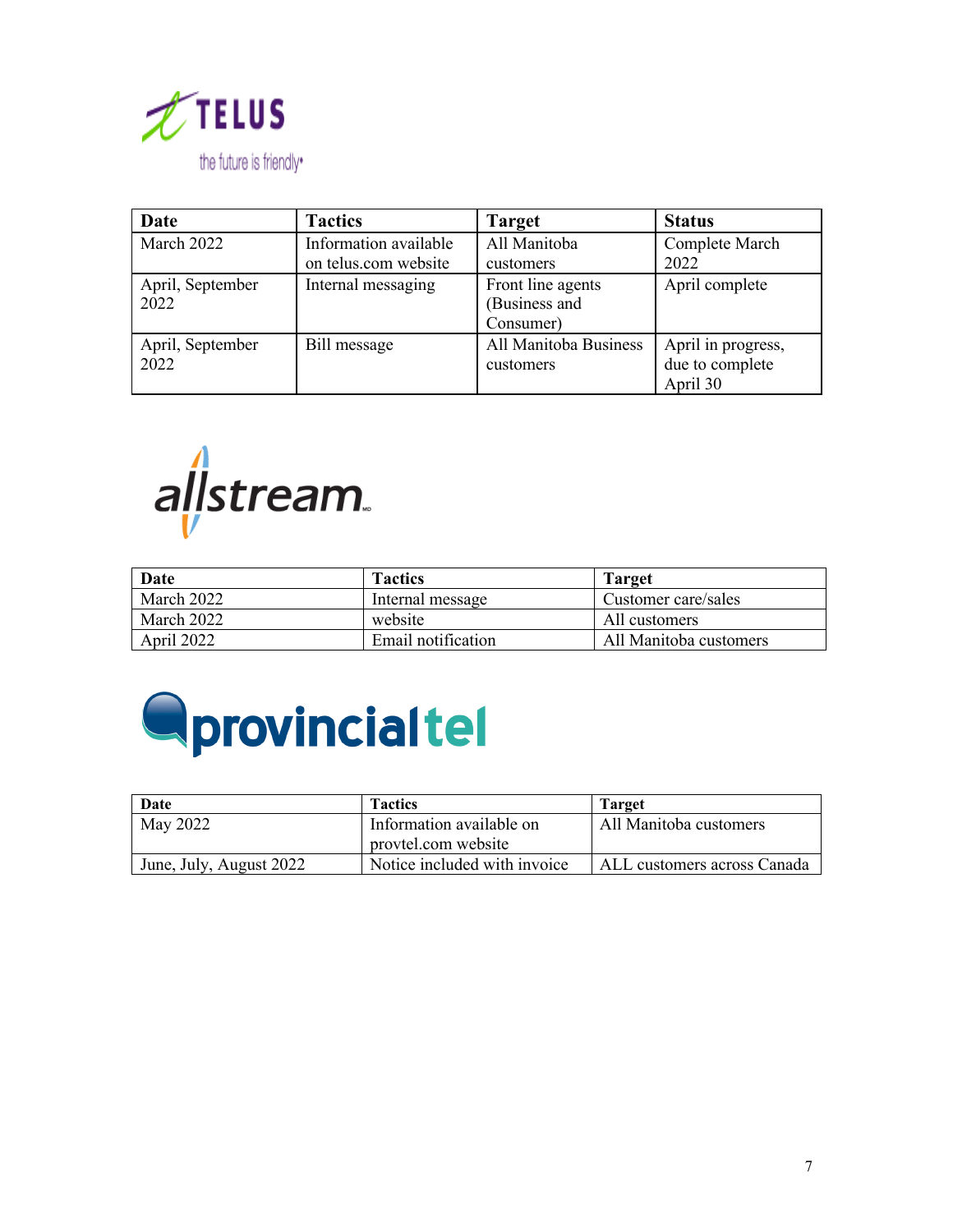TELUS

the future is friendly

| Date | Tactics | Target | Status |
|---|---|---|---|
| March 2022 | Information available on telus.com website | All Manitoba customers | Complete March 2022 |
| April, September 2022 | Internal messaging | Front line agents (Business and Consumer) | April complete |
| April, September 2022 | Bill message | All Manitoba Business customers | April in progress, due to complete April 30 |

allstream

| Date | Tactics | Target |
|---|---|---|
| March 2022 | Internal message | Customer care/sales |
| March 2022 | website | All customers |
| April 2022 | Email notification | All Manitoba customers |

provincialtel

| Date | Tactics | Target |
|---|---|---|
| May 2022 | Information available on provtel.com website | All Manitoba customers |
| June, July, August 2022 | Notice included with invoice | ALL customers across Canada |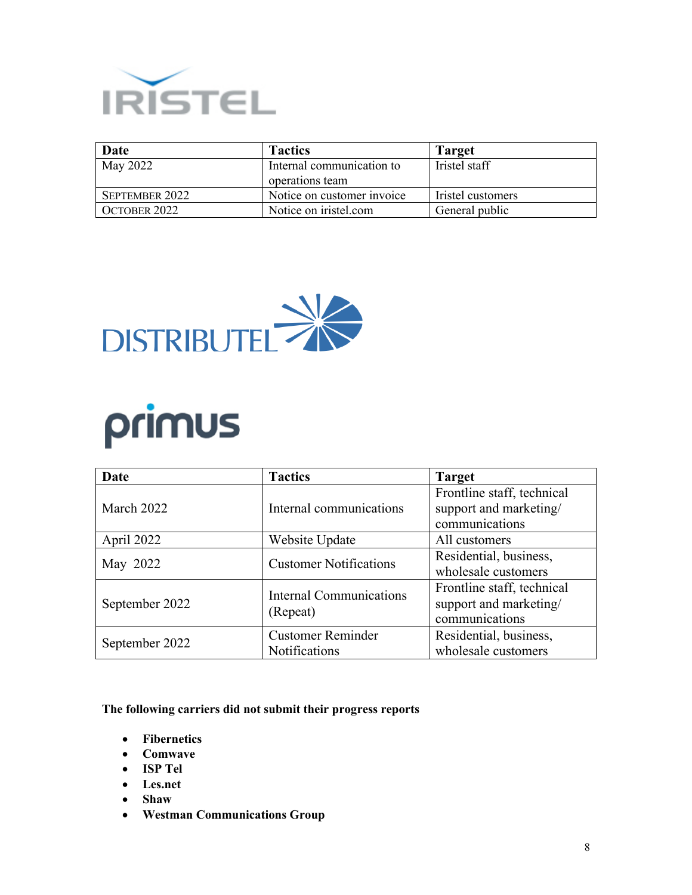IRISTEL

| Date | Tactics | Target |
|---|---|---|
| May 2022 | Internal communication to operations team | Iristel staff |
| SEPTEMBER 2022 | Notice on customer invoice | Iristel customers |
| OCTOBER 2022 | Notice on iristel.com | General public |

DISTRIBUTEL

primus

| Date | Tactics | Target |
|---|---|---|
| March 2022 | Internal communications | Frontline staff, technical support and marketing/ communications |
| April 2022 | Website Update | All customers |
| May 2022 | Customer Notifications | Residential, business, wholesale customers |
| September 2022 | Internal Communications (Repeat) | Frontline staff, technical support and marketing/ communications |
| September 2022 | Customer Reminder Notifications | Residential, business, wholesale customers |

**The following carriers did not submit their progress reports**

- **Fibernetics**
- **Comwave**
- **ISP Tel**
- **Les.net**
- **Shaw**
- **Westman Communications Group**